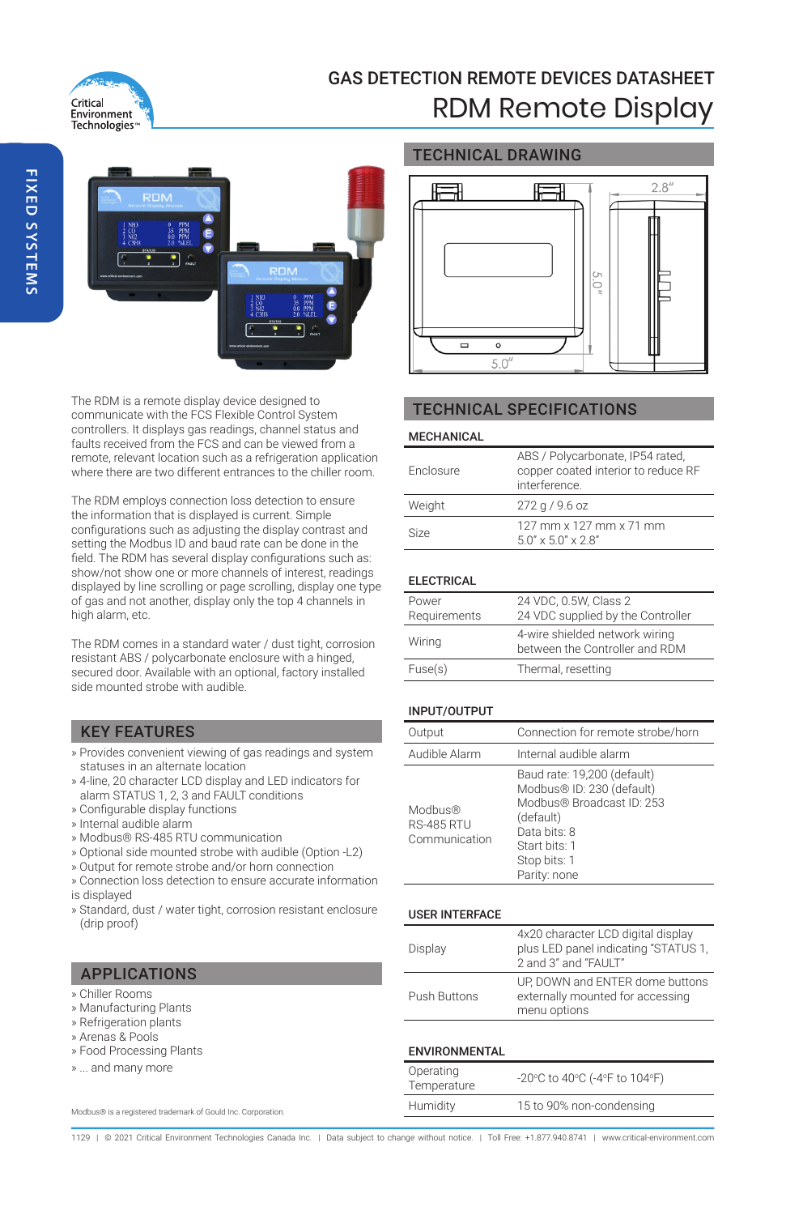# GAS DETECTION REMOTE DEVICES DATASHEET

# RDM Remote Display

FIXED SYSTEMS

The RDM is a remote display device designed to communicate with the FCS Flexible Control System controllers. It displays gas readings, channel status and faults received from the FCS and can be viewed from a remote, relevant location such as a refrigeration application where there are two different entrances to the chiller room.

The RDM employs connection loss detection to ensure the information that is displayed is current. Simple configurations such as adjusting the display contrast and setting the Modbus ID and baud rate can be done in the field. The RDM has several display configurations such as: show/not show one or more channels of interest, readings displayed by line scrolling or page scrolling, display one type of gas and not another, display only the top 4 channels in high alarm, etc.

The RDM comes in a standard water / dust tight, corrosion resistant ABS / polycarbonate enclosure with a hinged, secured door. Available with an optional, factory installed side mounted strobe with audible.

## KEY FEATURES

» Provides convenient viewing of gas readings and system statuses in an alternate location
» 4-line, 20 character LCD display and LED indicators for alarm STATUS 1, 2, 3 and FAULT conditions
» Configurable display functions
» Internal audible alarm
» Modbus® RS-485 RTU communication
» Optional side mounted strobe with audible (Option -L2)
» Output for remote strobe and/or horn connection
» Connection loss detection to ensure accurate information is displayed
» Standard, dust / water tight, corrosion resistant enclosure (drip proof)

## APPLICATIONS

» Chiller Rooms
» Manufacturing Plants
» Refrigeration plants
» Arenas & Pools
» Food Processing Plants
» ... and many more

Modbus® is a registered trademark of Gould Inc. Corporation.

## TECHNICAL DRAWING

2.8"
5.0"
5.0"

## TECHNICAL SPECIFICATIONS

### MECHANICAL

| | |
|---|---|
| Enclosure | ABS / Polycarbonate, IP54 rated, copper coated interior to reduce RF interference. |
| Weight | 272 g / 9.6 oz |
| Size | 127 mm x 127 mm x 71 mm<br>5.0" x 5.0" x 2.8" |

### ELECTRICAL

| | |
|---|---|
| Power Requirements | 24 VDC, 0.5W, Class 2<br>24 VDC supplied by the Controller |
| Wiring | 4-wire shielded network wiring between the Controller and RDM |
| Fuse(s) | Thermal, resetting |

### INPUT/OUTPUT

| | |
|---|---|
| Output | Connection for remote strobe/horn |
| Audible Alarm | Internal audible alarm |
| Modbus® RS-485 RTU Communication | Baud rate: 19,200 (default)<br>Modbus® ID: 230 (default)<br>Modbus® Broadcast ID: 253 (default)<br>Data bits: 8<br>Start bits: 1<br>Stop bits: 1<br>Parity: none |

### USER INTERFACE

| | |
|---|---|
| Display | 4x20 character LCD digital display plus LED panel indicating "STATUS 1, 2 and 3" and "FAULT" |
| Push Buttons | UP, DOWN and ENTER dome buttons externally mounted for accessing menu options |

### ENVIRONMENTAL

| | |
|---|---|
| Operating Temperature | -20°C to 40°C (-4°F to 104°F) |
| Humidity | 15 to 90% non-condensing |

1129 | © 2021 Critical Environment Technologies Canada Inc. | Data subject to change without notice. | Toll Free: +1.877.940.8741 | www.critical-environment.com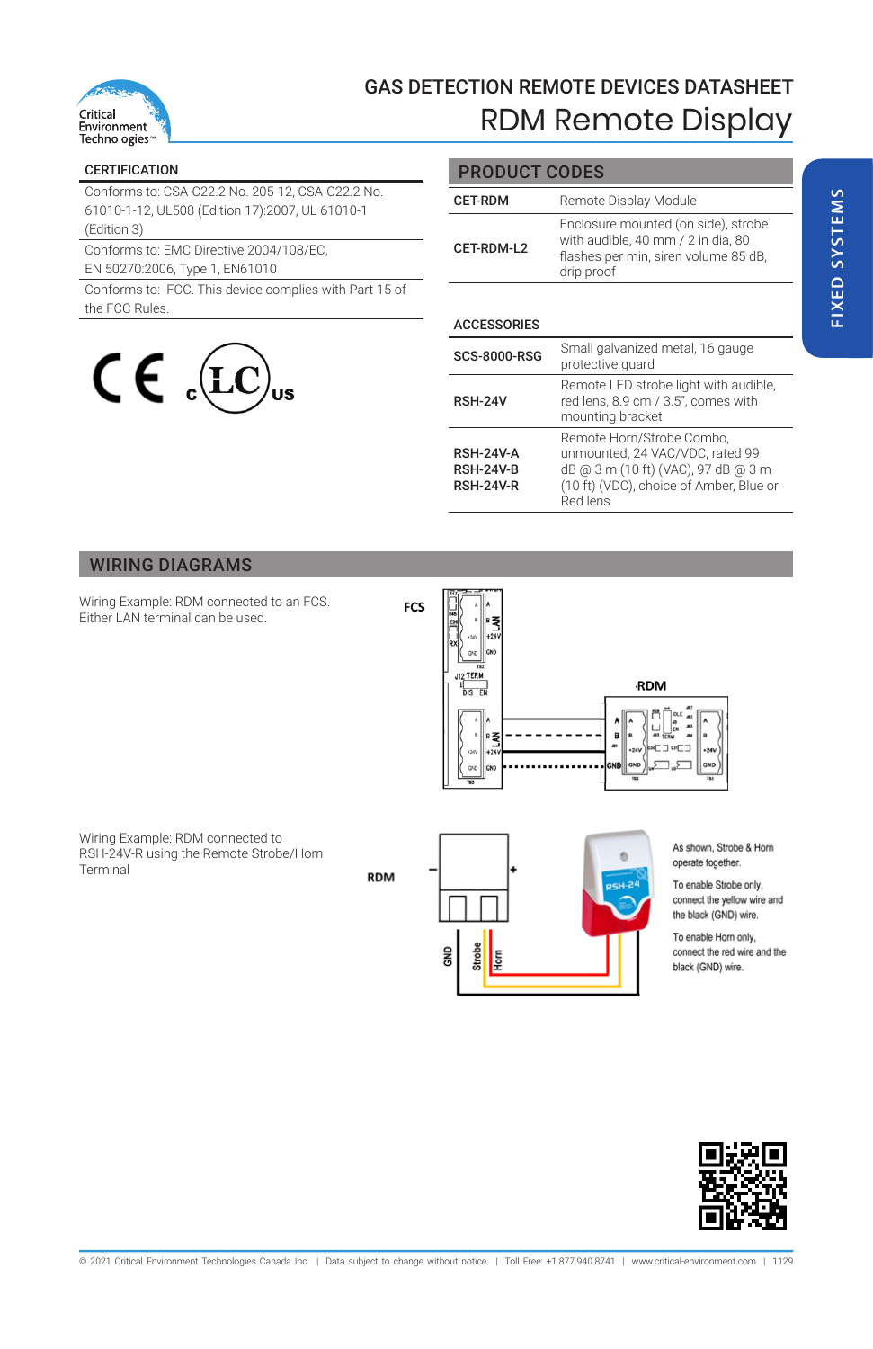# GAS DETECTION REMOTE DEVICES DATASHEET

# RDM Remote Display

## CERTIFICATION

Conforms to: CSA-C22.2 No. 205-12, CSA-C22.2 No. 61010-1-12, UL508 (Edition 17):2007, UL 61010-1 (Edition 3)

Conforms to: EMC Directive 2004/108/EC, EN 50270:2006, Type 1, EN61010

Conforms to: FCC. This device complies with Part 15 of the FCC Rules.

## PRODUCT CODES

| | |
|---|---|
| **CET-RDM** | Remote Display Module |
| **CET-RDM-L2** | Enclosure mounted (on side), strobe with audible, 40 mm / 2 in dia, 80 flashes per min, siren volume 85 dB, drip proof |

### ACCESSORIES

| | |
|---|---|
| **SCS-8000-RSG** | Small galvanized metal, 16 gauge protective guard |
| **RSH-24V** | Remote LED strobe light with audible, red lens, 8.9 cm / 3.5", comes with mounting bracket |
| **RSH-24V-A**<br>**RSH-24V-B**<br>**RSH-24V-R** | Remote Horn/Strobe Combo, unmounted, 24 VAC/VDC, rated 99 dB @ 3 m (10 ft) (VAC), 97 dB @ 3 m (10 ft) (VDC), choice of Amber, Blue or Red lens |

FIXED SYSTEMS

## WIRING DIAGRAMS

Wiring Example: RDM connected to an FCS. Either LAN terminal can be used.

FCS

RDM

Wiring Example: RDM connected to RSH-24V-R using the Remote Strobe/Horn Terminal

RDM

GND
Strobe
Horn

As shown, Strobe & Horn operate together.

To enable Strobe only, connect the yellow wire and the black (GND) wire.

To enable Horn only, connect the red wire and the black (GND) wire.

© 2021 Critical Environment Technologies Canada Inc. | Data subject to change without notice. | Toll Free: +1.877.940.8741 | www.critical-environment.com | 1129